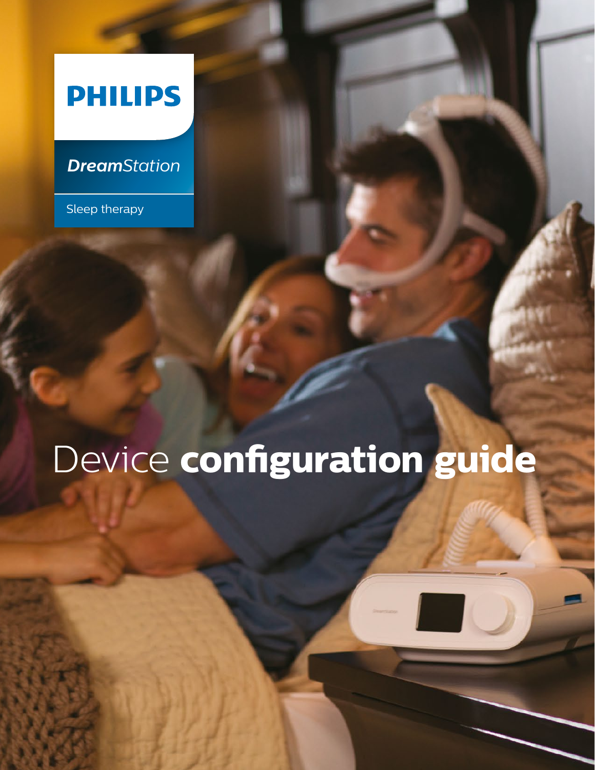PHILIPS

*DreamStation*

Sleep therapy

# Device **configuration guide**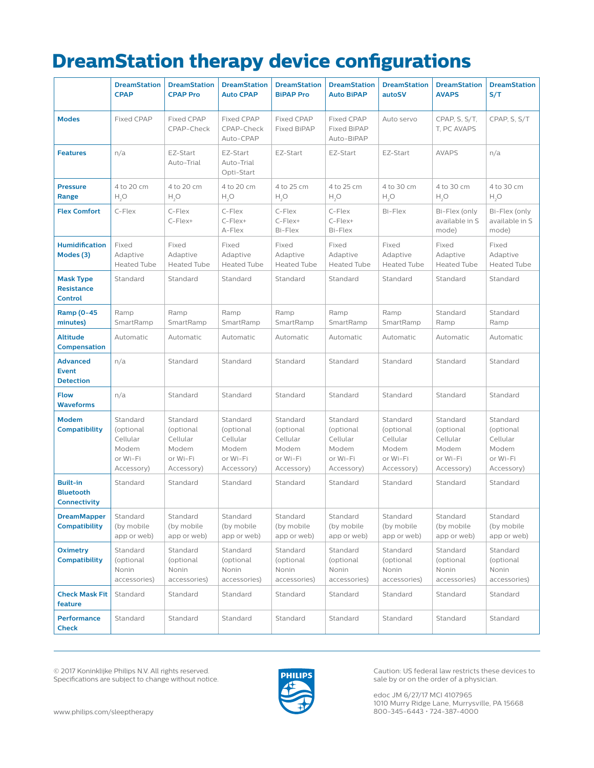# DreamStation therapy device configurations

| | DreamStation CPAP | DreamStation CPAP Pro | DreamStation Auto CPAP | DreamStation BiPAP Pro | DreamStation Auto BiPAP | DreamStation autoSV | DreamStation AVAPS | DreamStation S/T |
|---|---|---|---|---|---|---|---|---|
| **Modes** | Fixed CPAP | Fixed CPAP CPAP-Check | Fixed CPAP CPAP-Check Auto-CPAP | Fixed CPAP Fixed BiPAP | Fixed CPAP Fixed BiPAP Auto-BiPAP | Auto servo | CPAP, S, S/T, T, PC AVAPS | CPAP, S, S/T |
| **Features** | n/a | EZ-Start Auto-Trial | EZ-Start Auto-Trial Opti-Start | EZ-Start | EZ-Start | EZ-Start | AVAPS | n/a |
| **Pressure Range** | 4 to 20 cm $H_2O$ | 4 to 20 cm $H_2O$ | 4 to 20 cm $H_2O$ | 4 to 25 cm $H_2O$ | 4 to 25 cm $H_2O$ | 4 to 30 cm $H_2O$ | 4 to 30 cm $H_2O$ | 4 to 30 cm $H_2O$ |
| **Flex Comfort** | C-Flex | C-Flex C-Flex+ | C-Flex C-Flex+ A-Flex | C-Flex C-Flex+ Bi-Flex | C-Flex C-Flex+ Bi-Flex | Bi-Flex | Bi-Flex (only available in S mode) | Bi-Flex (only available in S mode) |
| **Humidification Modes (3)** | Fixed Adaptive Heated Tube | Fixed Adaptive Heated Tube | Fixed Adaptive Heated Tube | Fixed Adaptive Heated Tube | Fixed Adaptive Heated Tube | Fixed Adaptive Heated Tube | Fixed Adaptive Heated Tube | Fixed Adaptive Heated Tube |
| **Mask Type Resistance Control** | Standard | Standard | Standard | Standard | Standard | Standard | Standard | Standard |
| **Ramp (0-45 minutes)** | Ramp SmartRamp | Ramp SmartRamp | Ramp SmartRamp | Ramp SmartRamp | Ramp SmartRamp | Ramp SmartRamp | Standard Ramp | Standard Ramp |
| **Altitude Compensation** | Automatic | Automatic | Automatic | Automatic | Automatic | Automatic | Automatic | Automatic |
| **Advanced Event Detection** | n/a | Standard | Standard | Standard | Standard | Standard | Standard | Standard |
| **Flow Waveforms** | n/a | Standard | Standard | Standard | Standard | Standard | Standard | Standard |
| **Modem Compatibility** | Standard (optional Cellular Modem or Wi-Fi Accessory) | Standard (optional Cellular Modem or Wi-Fi Accessory) | Standard (optional Cellular Modem or Wi-Fi Accessory) | Standard (optional Cellular Modem or Wi-Fi Accessory) | Standard (optional Cellular Modem or Wi-Fi Accessory) | Standard (optional Cellular Modem or Wi-Fi Accessory) | Standard (optional Cellular Modem or Wi-Fi Accessory) | Standard (optional Cellular Modem or Wi-Fi Accessory) |
| **Built-in Bluetooth Connectivity** | Standard | Standard | Standard | Standard | Standard | Standard | Standard | Standard |
| **DreamMapper Compatibility** | Standard (by mobile app or web) | Standard (by mobile app or web) | Standard (by mobile app or web) | Standard (by mobile app or web) | Standard (by mobile app or web) | Standard (by mobile app or web) | Standard (by mobile app or web) | Standard (by mobile app or web) |
| **Oximetry Compatibility** | Standard (optional Nonin accessories) | Standard (optional Nonin accessories) | Standard (optional Nonin accessories) | Standard (optional Nonin accessories) | Standard (optional Nonin accessories) | Standard (optional Nonin accessories) | Standard (optional Nonin accessories) | Standard (optional Nonin accessories) |
| **Check Mask Fit feature** | Standard | Standard | Standard | Standard | Standard | Standard | Standard | Standard |
| **Performance Check** | Standard | Standard | Standard | Standard | Standard | Standard | Standard | Standard |

© 2017 Koninklijke Philips N.V. All rights reserved.
Specifications are subject to change without notice.

www.philips.com/sleeptherapy

Caution: US federal law restricts these devices to sale by or on the order of a physician.

edoc JM 6/27/17 MCI 4107965
1010 Murry Ridge Lane, Murrysville, PA 15668
800-345-6443 • 724-387-4000